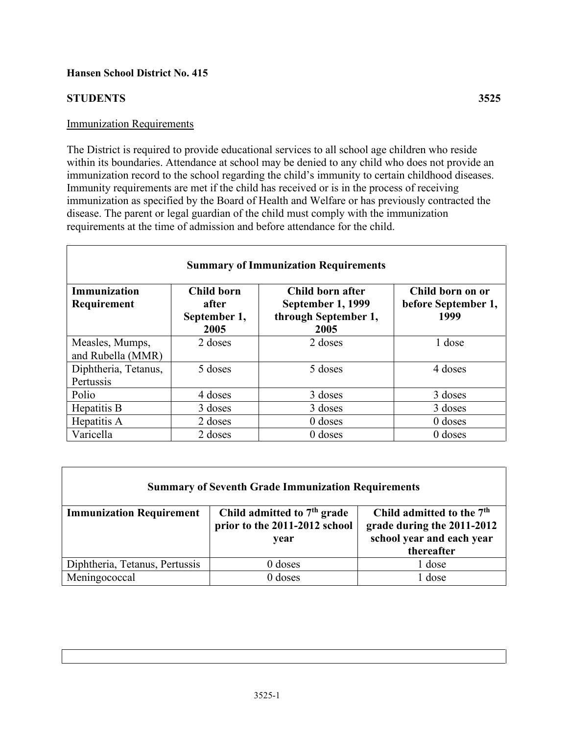**Hansen School District No. 415**

**STUDENTS** **3525**

Immunization Requirements

The District is required to provide educational services to all school age children who reside within its boundaries. Attendance at school may be denied to any child who does not provide an immunization record to the school regarding the child's immunity to certain childhood diseases. Immunity requirements are met if the child has received or is in the process of receiving immunization as specified by the Board of Health and Welfare or has previously contracted the disease. The parent or legal guardian of the child must comply with the immunization requirements at the time of admission and before attendance for the child.

**Summary of Immunization Requirements**

| **Immunization Requirement** | **Child born after September 1, 2005** | **Child born after September 1, 1999 through September 1, 2005** | **Child born on or before September 1, 1999** |
|---|---|---|---|
| Measles, Mumps, and Rubella (MMR) | 2 doses | 2 doses | 1 dose |
| Diphtheria, Tetanus, Pertussis | 5 doses | 5 doses | 4 doses |
| Polio | 4 doses | 3 doses | 3 doses |
| Hepatitis B | 3 doses | 3 doses | 3 doses |
| Hepatitis A | 2 doses | 0 doses | 0 doses |
| Varicella | 2 doses | 0 doses | 0 doses |

**Summary of Seventh Grade Immunization Requirements**

| **Immunization Requirement** | **Child admitted to 7th grade prior to the 2011-2012 school year** | **Child admitted to the 7th grade during the 2011-2012 school year and each year thereafter** |
|---|---|---|
| Diphtheria, Tetanus, Pertussis | 0 doses | 1 dose |
| Meningococcal | 0 doses | 1 dose |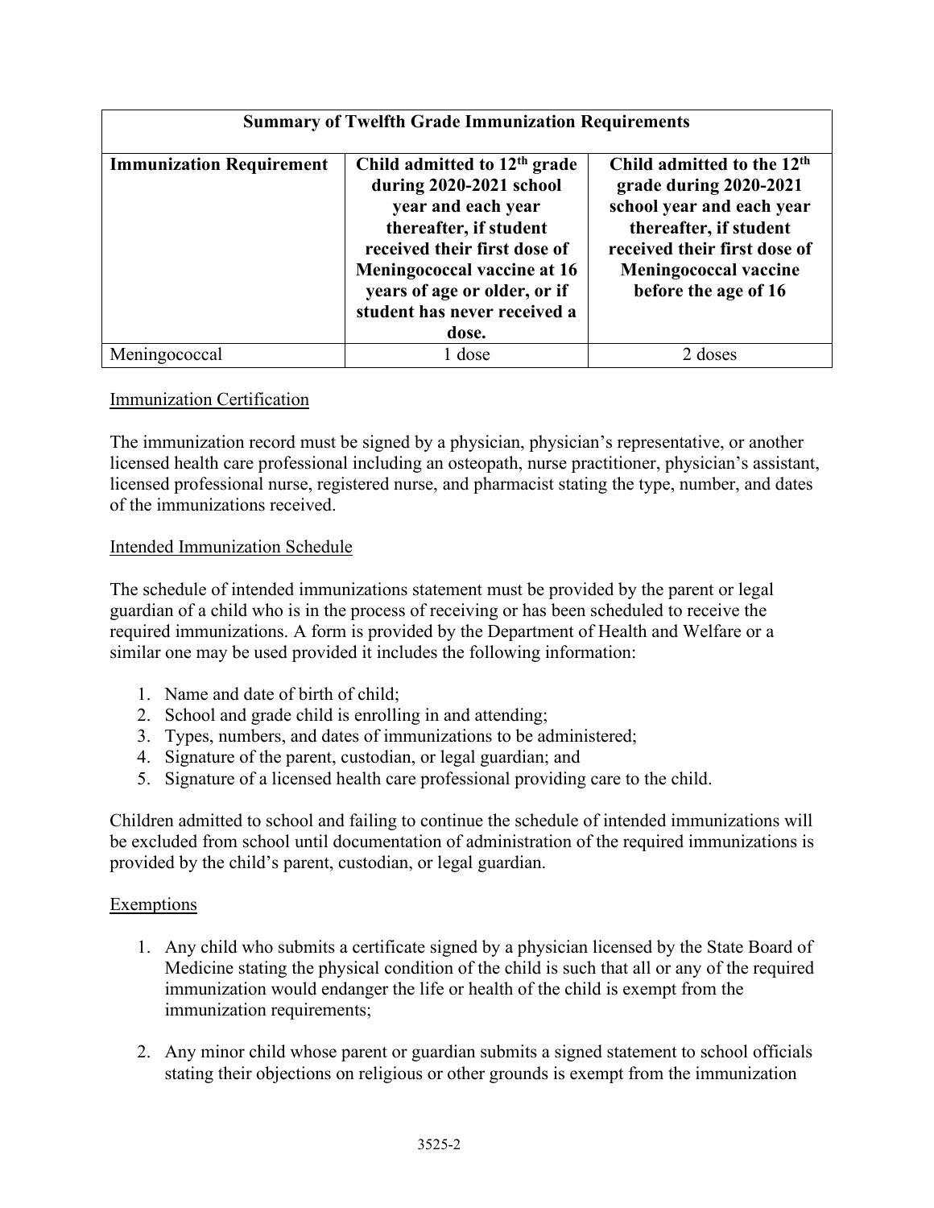| Summary of Twelfth Grade Immunization Requirements | | |
|---|---|---|
| **Immunization Requirement** | **Child admitted to 12th grade during 2020-2021 school year and each year thereafter, if student received their first dose of Meningococcal vaccine at 16 years of age or older, or if student has never received a dose.** | **Child admitted to the 12th grade during 2020-2021 school year and each year thereafter, if student received their first dose of Meningococcal vaccine before the age of 16** |
| Meningococcal | 1 dose | 2 doses |

## Immunization Certification

The immunization record must be signed by a physician, physician's representative, or another licensed health care professional including an osteopath, nurse practitioner, physician's assistant, licensed professional nurse, registered nurse, and pharmacist stating the type, number, and dates of the immunizations received.

## Intended Immunization Schedule

The schedule of intended immunizations statement must be provided by the parent or legal guardian of a child who is in the process of receiving or has been scheduled to receive the required immunizations. A form is provided by the Department of Health and Welfare or a similar one may be used provided it includes the following information:

1. Name and date of birth of child;
2. School and grade child is enrolling in and attending;
3. Types, numbers, and dates of immunizations to be administered;
4. Signature of the parent, custodian, or legal guardian; and
5. Signature of a licensed health care professional providing care to the child.

Children admitted to school and failing to continue the schedule of intended immunizations will be excluded from school until documentation of administration of the required immunizations is provided by the child's parent, custodian, or legal guardian.

## Exemptions

1. Any child who submits a certificate signed by a physician licensed by the State Board of Medicine stating the physical condition of the child is such that all or any of the required immunization would endanger the life or health of the child is exempt from the immunization requirements;

2. Any minor child whose parent or guardian submits a signed statement to school officials stating their objections on religious or other grounds is exempt from the immunization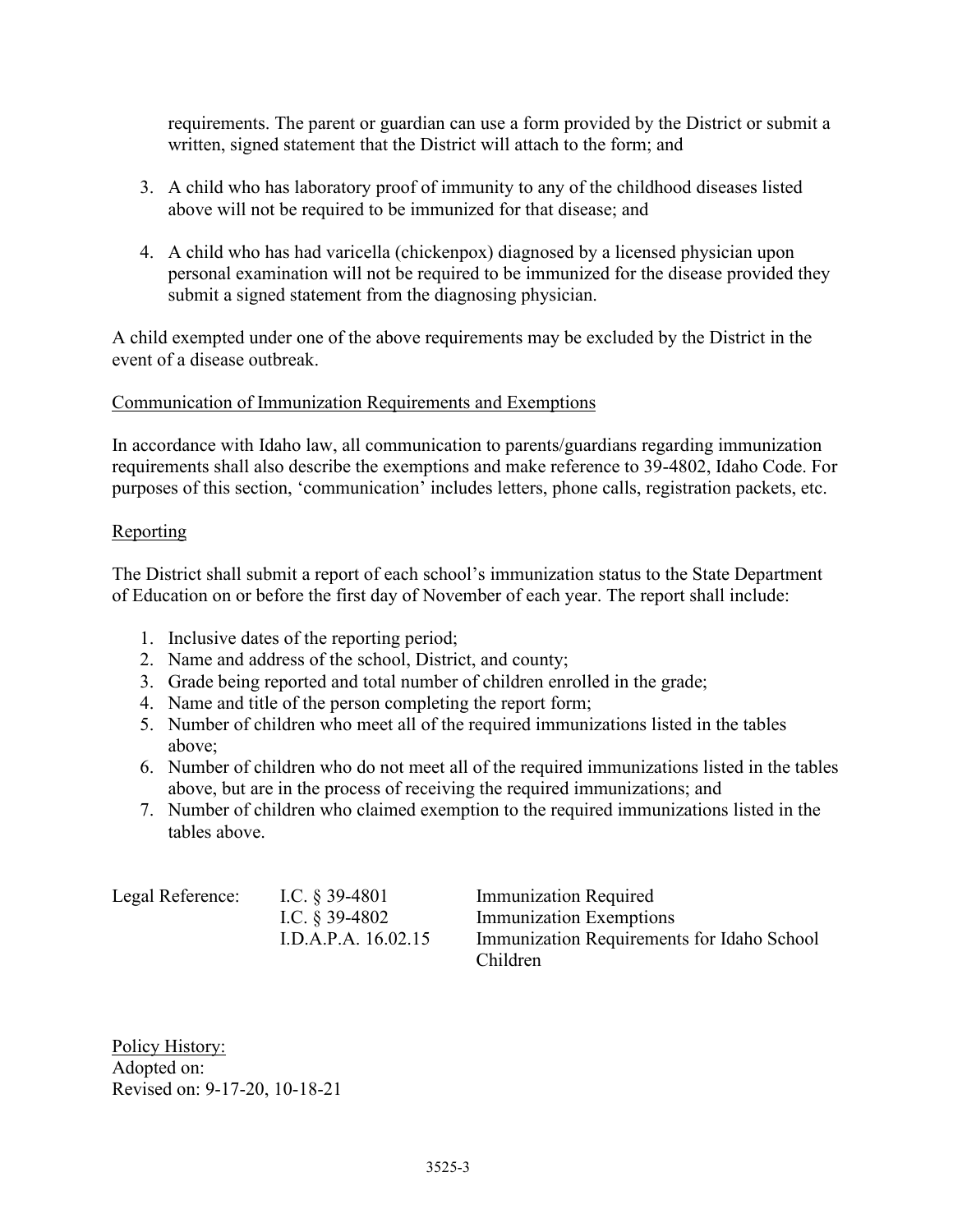requirements. The parent or guardian can use a form provided by the District or submit a written, signed statement that the District will attach to the form; and

3. A child who has laboratory proof of immunity to any of the childhood diseases listed above will not be required to be immunized for that disease; and

4. A child who has had varicella (chickenpox) diagnosed by a licensed physician upon personal examination will not be required to be immunized for the disease provided they submit a signed statement from the diagnosing physician.

A child exempted under one of the above requirements may be excluded by the District in the event of a disease outbreak.

Communication of Immunization Requirements and Exemptions

In accordance with Idaho law, all communication to parents/guardians regarding immunization requirements shall also describe the exemptions and make reference to 39-4802, Idaho Code. For purposes of this section, 'communication' includes letters, phone calls, registration packets, etc.

Reporting

The District shall submit a report of each school's immunization status to the State Department of Education on or before the first day of November of each year. The report shall include:

1. Inclusive dates of the reporting period;
2. Name and address of the school, District, and county;
3. Grade being reported and total number of children enrolled in the grade;
4. Name and title of the person completing the report form;
5. Number of children who meet all of the required immunizations listed in the tables above;
6. Number of children who do not meet all of the required immunizations listed in the tables above, but are in the process of receiving the required immunizations; and
7. Number of children who claimed exemption to the required immunizations listed in the tables above.

| Legal Reference: | | |
|---|---|---|
| | I.C. § 39-4801 | Immunization Required |
| | I.C. § 39-4802 | Immunization Exemptions |
| | I.D.A.P.A. 16.02.15 | Immunization Requirements for Idaho School Children |

Policy History:
Adopted on:
Revised on: 9-17-20, 10-18-21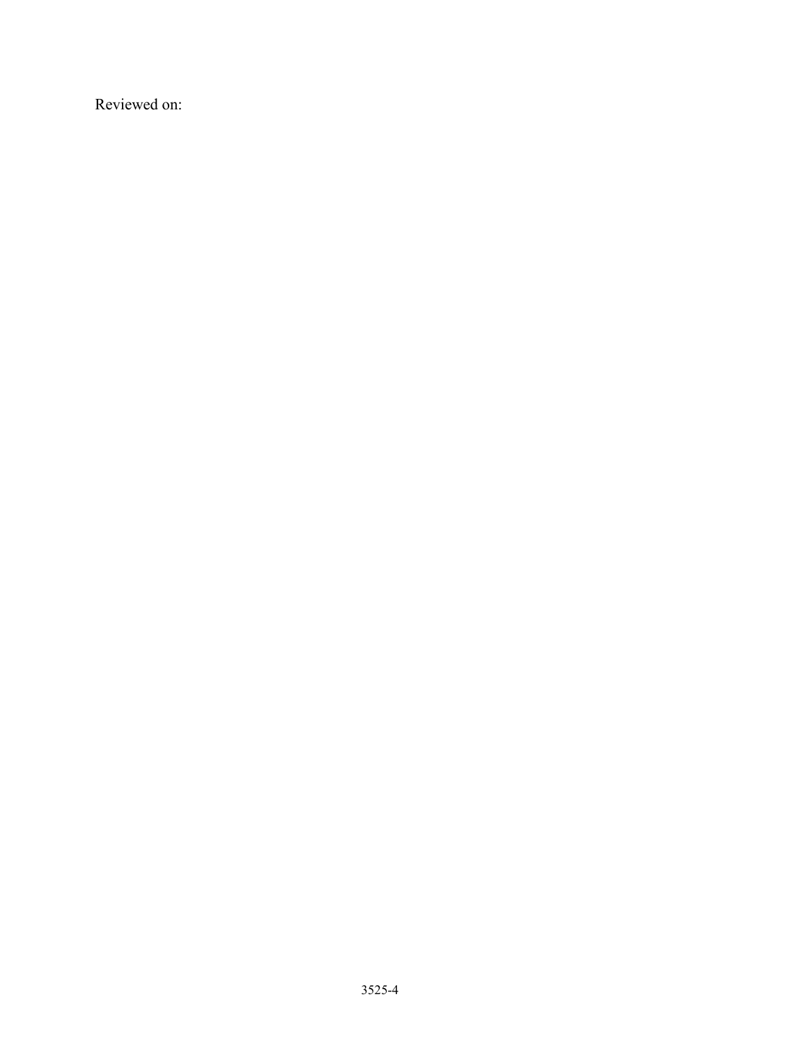Reviewed on: